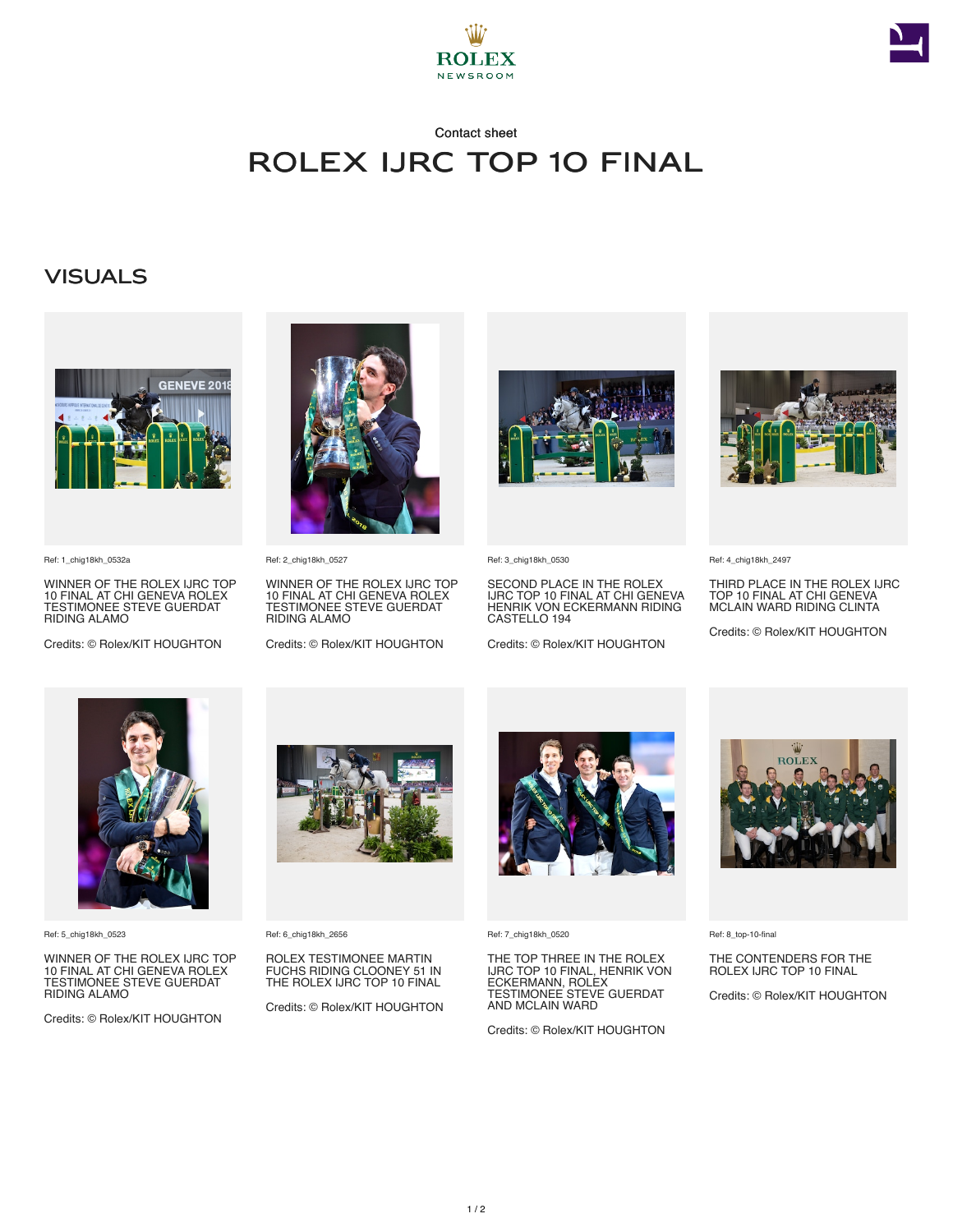ROLEX
NEWSROOM

Contact sheet

# ROLEX IJRC TOP 10 FINAL

## VISUALS

Ref: 1_chig18kh_0532a

WINNER OF THE ROLEX IJRC TOP 10 FINAL AT CHI GENEVA ROLEX TESTIMONEE STEVE GUERDAT RIDING ALAMO

Credits: © Rolex/KIT HOUGHTON

Ref: 2_chig18kh_0527

WINNER OF THE ROLEX IJRC TOP 10 FINAL AT CHI GENEVA ROLEX TESTIMONEE STEVE GUERDAT RIDING ALAMO

Credits: © Rolex/KIT HOUGHTON

Ref: 3_chig18kh_0530

SECOND PLACE IN THE ROLEX IJRC TOP 10 FINAL AT CHI GENEVA HENRIK VON ECKERMANN RIDING CASTELLO 194

Credits: © Rolex/KIT HOUGHTON

Ref: 4_chig18kh_2497

THIRD PLACE IN THE ROLEX IJRC TOP 10 FINAL AT CHI GENEVA MCLAIN WARD RIDING CLINTA

Credits: © Rolex/KIT HOUGHTON

Ref: 5_chig18kh_0523

WINNER OF THE ROLEX IJRC TOP 10 FINAL AT CHI GENEVA ROLEX TESTIMONEE STEVE GUERDAT RIDING ALAMO

Credits: © Rolex/KIT HOUGHTON

Ref: 6_chig18kh_2656

ROLEX TESTIMONEE MARTIN FUCHS RIDING CLOONEY 51 IN THE ROLEX IJRC TOP 10 FINAL

Credits: © Rolex/KIT HOUGHTON

Ref: 7_chig18kh_0520

THE TOP THREE IN THE ROLEX IJRC TOP 10 FINAL, HENRIK VON ECKERMANN, ROLEX TESTIMONEE STEVE GUERDAT AND MCLAIN WARD

Credits: © Rolex/KIT HOUGHTON

Ref: 8_top-10-final

THE CONTENDERS FOR THE ROLEX IJRC TOP 10 FINAL

Credits: © Rolex/KIT HOUGHTON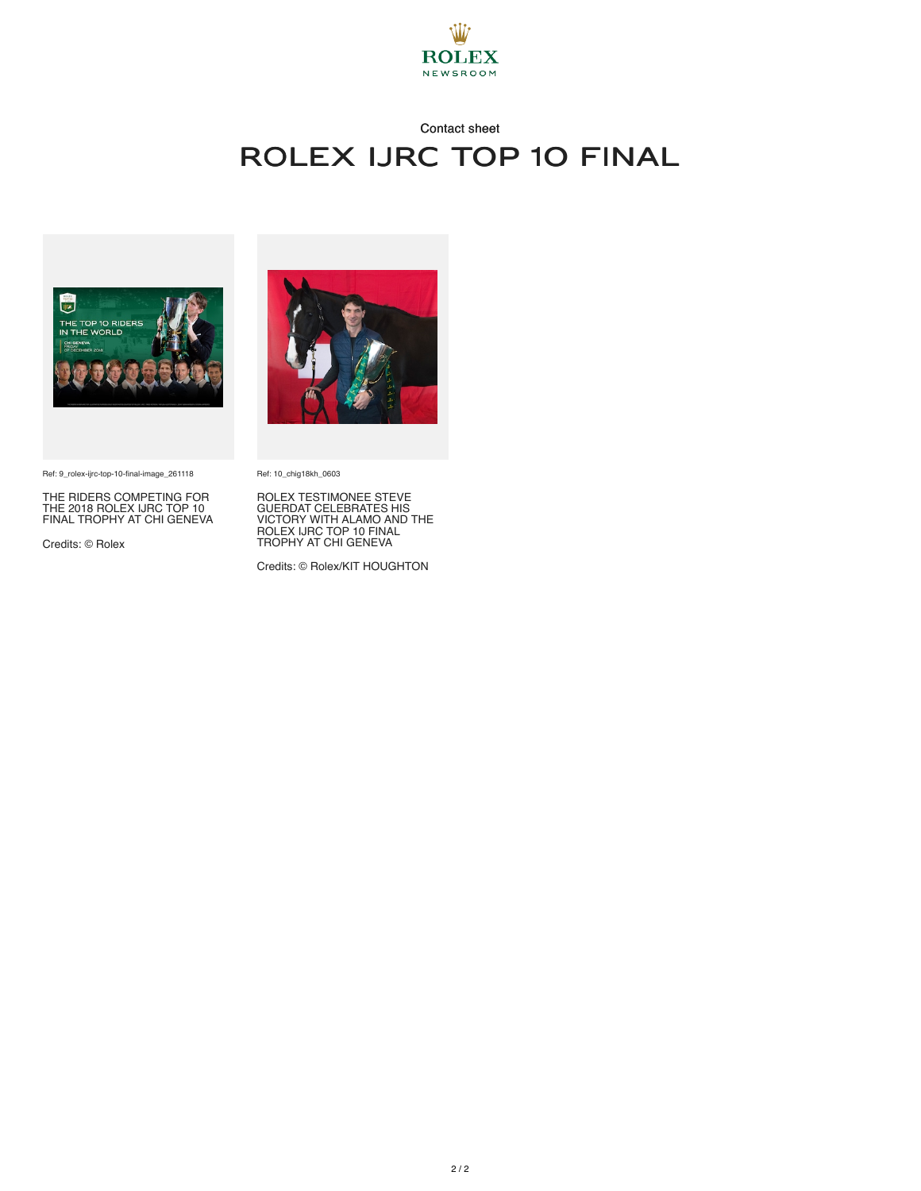ROLEX
NEWSROOM

Contact sheet

# ROLEX IJRC TOP 10 FINAL

Ref: 9_rolex-ijrc-top-10-final-image_261118

THE RIDERS COMPETING FOR THE 2018 ROLEX IJRC TOP 10 FINAL TROPHY AT CHI GENEVA

Credits: © Rolex

Ref: 10_chig18kh_0603

ROLEX TESTIMONEE STEVE GUERDAT CELEBRATES HIS VICTORY WITH ALAMO AND THE ROLEX IJRC TOP 10 FINAL TROPHY AT CHI GENEVA

Credits: © Rolex/KIT HOUGHTON